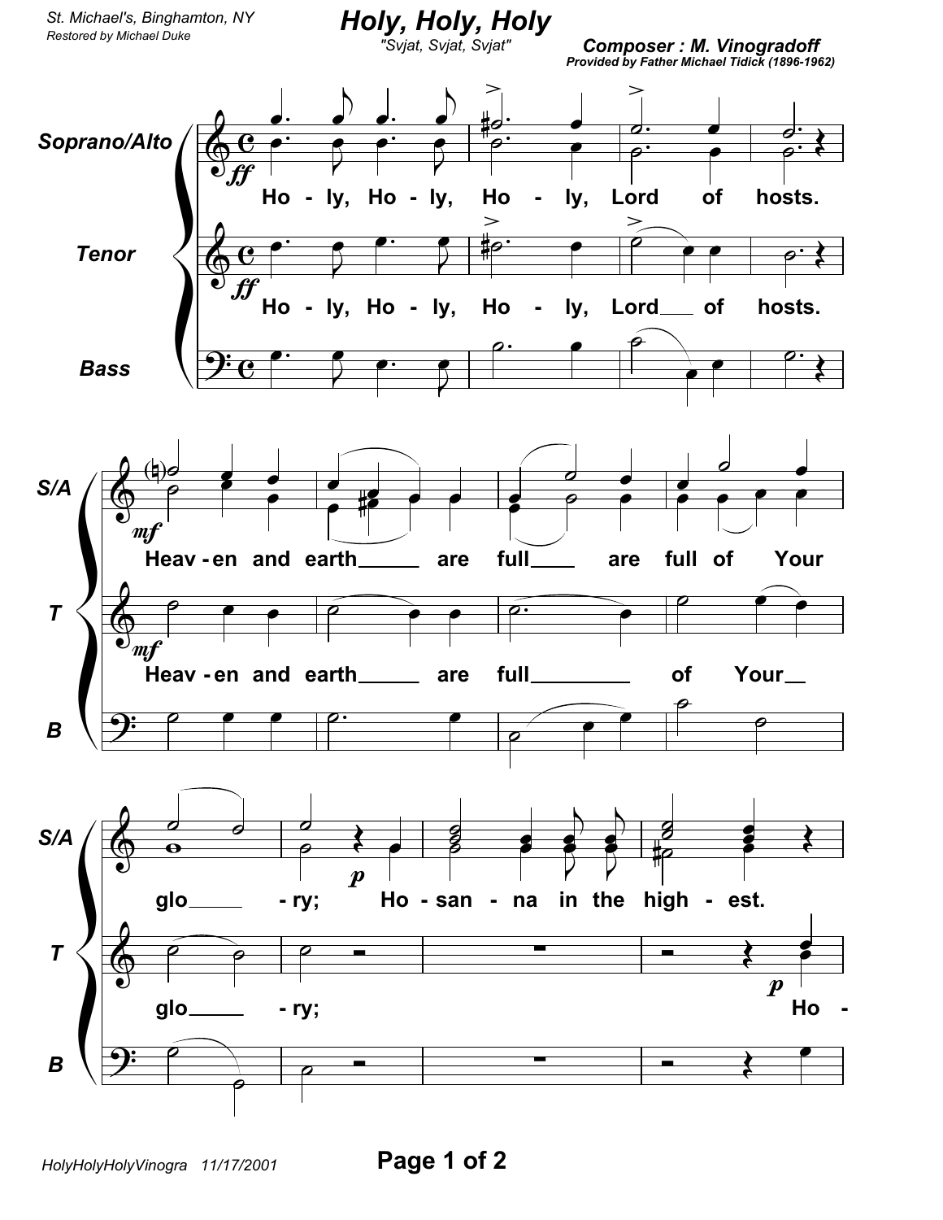St. Michael's, Binghamton, NY
*Restored by Michael Duke*

# *Holy, Holy, Holy*

*"Svjat, Svjat, Svjat"*

**Composer : M. Vinogradoff**
**Provided by Father Michael Tidick (1896-1962)**

Soprano/Alto, Tenor, Bass

Ho - ly, Ho - ly, Ho - ly, Lord of hosts.

Heav - en and earth are full are full of Your glo - ry; Ho - san - na in the high - est.

Heav - en and earth are full of Your glo - ry; Ho -

HolyHolyHolyVinogra 11/17/2001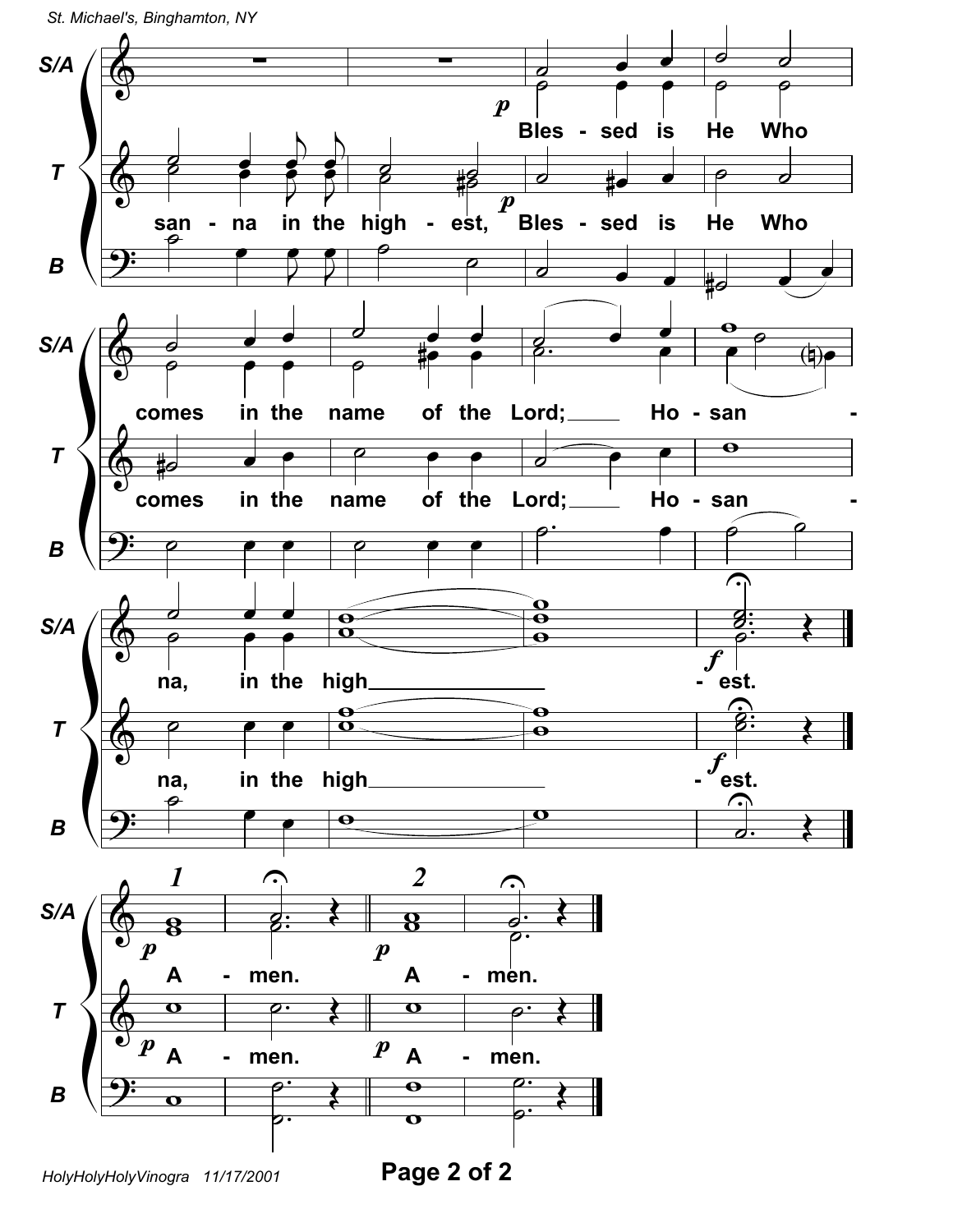St. Michael's, Binghamton, NY

S/A

T

B

*p*

Bles - sed is He Who

san - na in the high - est, Bles - sed is He Who

comes in the name of the Lord;____ Ho - san -

comes in the name of the Lord;____ Ho - san -

na, in the high________________ - est.

*f*

na, in the high________________ - est.

1 2

*p* *p*

A - men. A - men.

*p* *p*

A - men. A - men.

HolyHolyHolyVinogra 11/17/2001